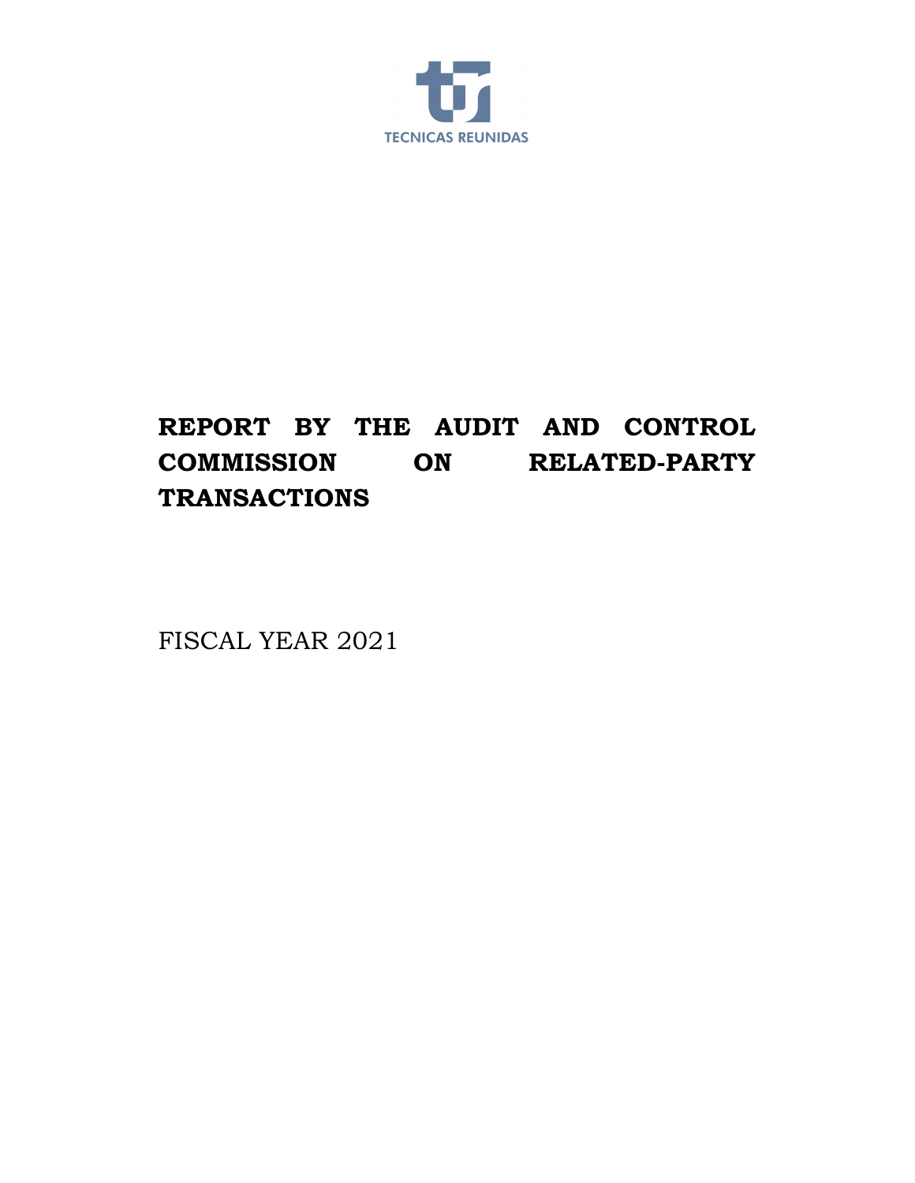TECNICAS REUNIDAS

# REPORT BY THE AUDIT AND CONTROL COMMISSION ON RELATED-PARTY TRANSACTIONS

FISCAL YEAR 2021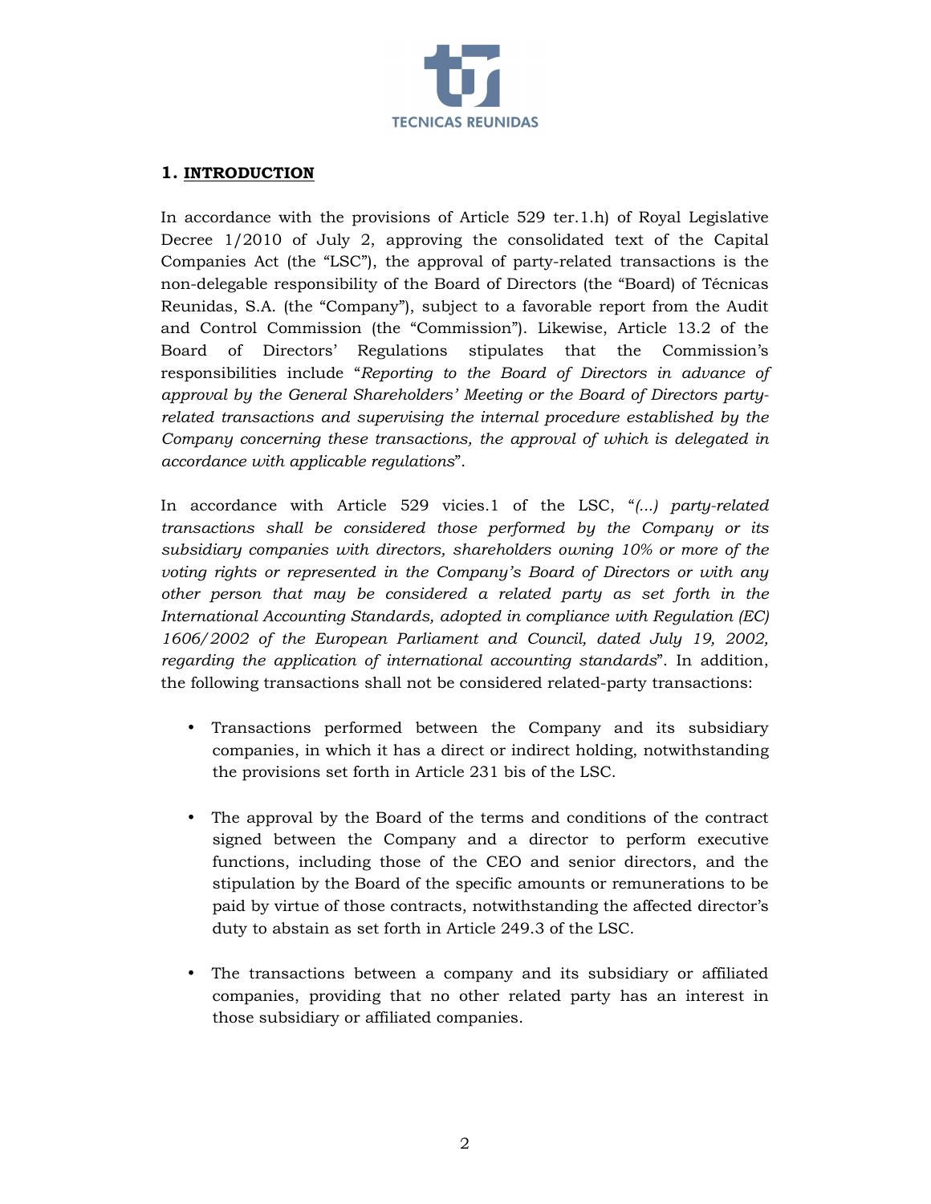## 1. INTRODUCTION

In accordance with the provisions of Article 529 ter.1.h) of Royal Legislative Decree 1/2010 of July 2, approving the consolidated text of the Capital Companies Act (the "LSC"), the approval of party-related transactions is the non-delegable responsibility of the Board of Directors (the "Board) of Técnicas Reunidas, S.A. (the "Company"), subject to a favorable report from the Audit and Control Commission (the "Commission"). Likewise, Article 13.2 of the Board of Directors' Regulations stipulates that the Commission's responsibilities include "*Reporting to the Board of Directors in advance of approval by the General Shareholders' Meeting or the Board of Directors party-related transactions and supervising the internal procedure established by the Company concerning these transactions, the approval of which is delegated in accordance with applicable regulations*".

In accordance with Article 529 vicies.1 of the LSC, "*(...) party-related transactions shall be considered those performed by the Company or its subsidiary companies with directors, shareholders owning 10% or more of the voting rights or represented in the Company's Board of Directors or with any other person that may be considered a related party as set forth in the International Accounting Standards, adopted in compliance with Regulation (EC) 1606/2002 of the European Parliament and Council, dated July 19, 2002, regarding the application of international accounting standards*". In addition, the following transactions shall not be considered related-party transactions:

- Transactions performed between the Company and its subsidiary companies, in which it has a direct or indirect holding, notwithstanding the provisions set forth in Article 231 bis of the LSC.

- The approval by the Board of the terms and conditions of the contract signed between the Company and a director to perform executive functions, including those of the CEO and senior directors, and the stipulation by the Board of the specific amounts or remunerations to be paid by virtue of those contracts, notwithstanding the affected director's duty to abstain as set forth in Article 249.3 of the LSC.

- The transactions between a company and its subsidiary or affiliated companies, providing that no other related party has an interest in those subsidiary or affiliated companies.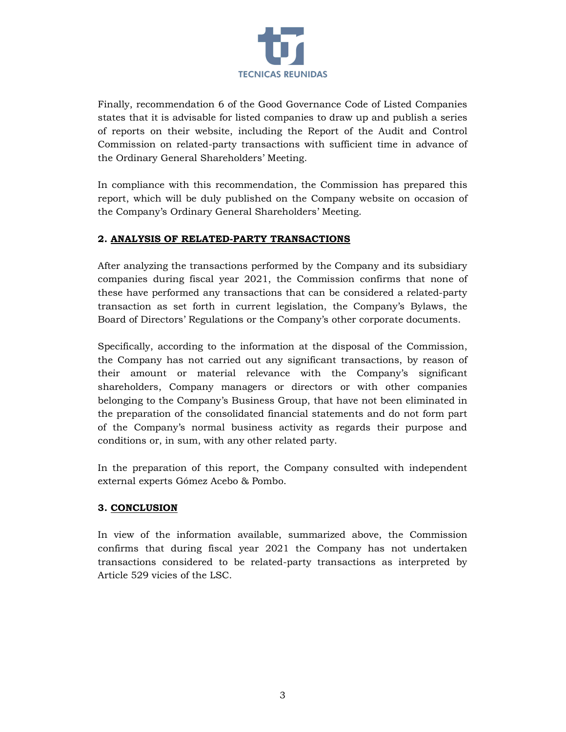Finally, recommendation 6 of the Good Governance Code of Listed Companies states that it is advisable for listed companies to draw up and publish a series of reports on their website, including the Report of the Audit and Control Commission on related-party transactions with sufficient time in advance of the Ordinary General Shareholders' Meeting.

In compliance with this recommendation, the Commission has prepared this report, which will be duly published on the Company website on occasion of the Company's Ordinary General Shareholders' Meeting.

## 2. ANALYSIS OF RELATED-PARTY TRANSACTIONS

After analyzing the transactions performed by the Company and its subsidiary companies during fiscal year 2021, the Commission confirms that none of these have performed any transactions that can be considered a related-party transaction as set forth in current legislation, the Company's Bylaws, the Board of Directors' Regulations or the Company's other corporate documents.

Specifically, according to the information at the disposal of the Commission, the Company has not carried out any significant transactions, by reason of their amount or material relevance with the Company's significant shareholders, Company managers or directors or with other companies belonging to the Company's Business Group, that have not been eliminated in the preparation of the consolidated financial statements and do not form part of the Company's normal business activity as regards their purpose and conditions or, in sum, with any other related party.

In the preparation of this report, the Company consulted with independent external experts Gómez Acebo & Pombo.

## 3. CONCLUSION

In view of the information available, summarized above, the Commission confirms that during fiscal year 2021 the Company has not undertaken transactions considered to be related-party transactions as interpreted by Article 529 vicies of the LSC.